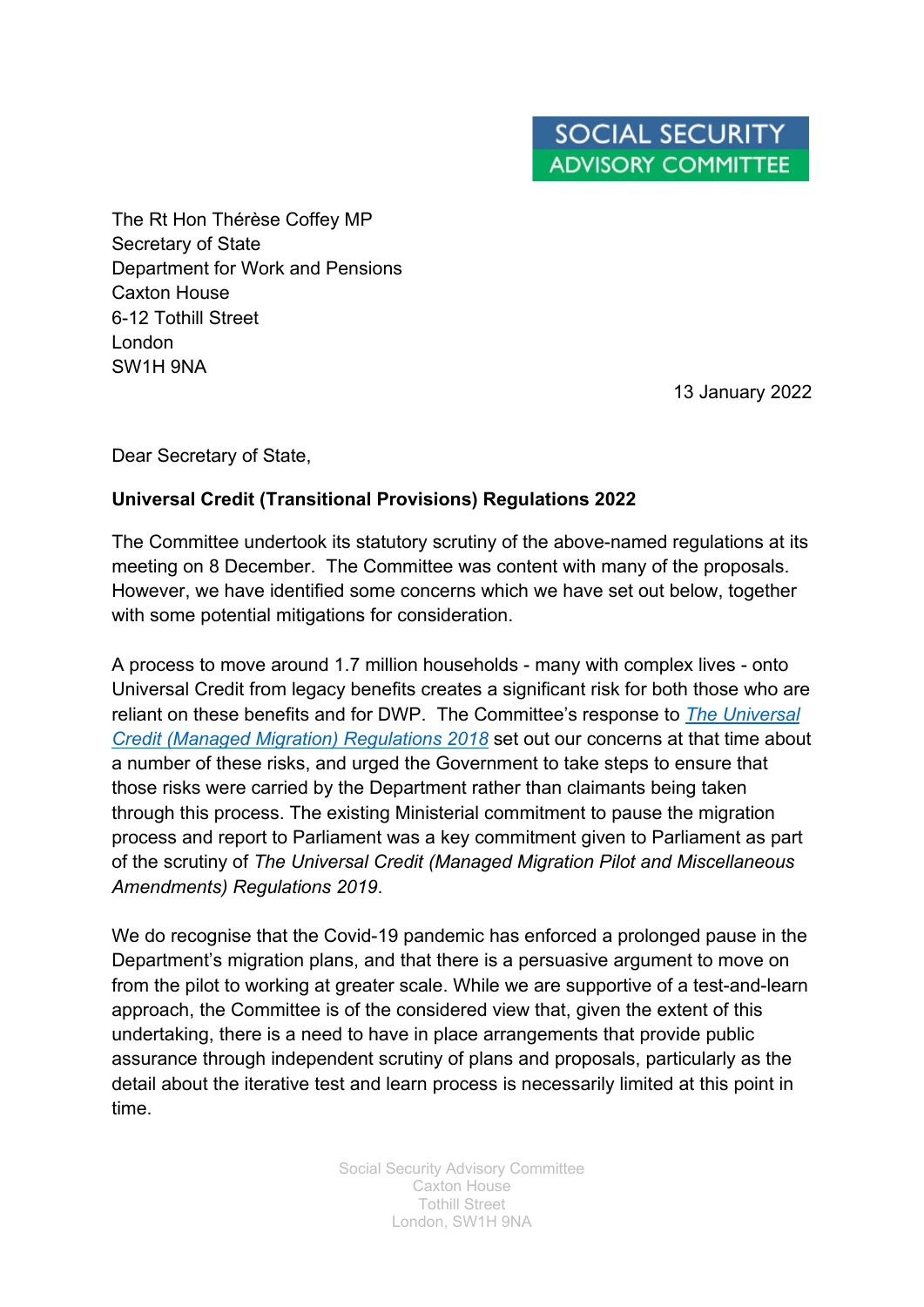SOCIAL SECURITY
ADVISORY COMMITTEE

The Rt Hon Thérèse Coffey MP
Secretary of State
Department for Work and Pensions
Caxton House
6-12 Tothill Street
London
SW1H 9NA

13 January 2022

Dear Secretary of State,

**Universal Credit (Transitional Provisions) Regulations 2022**

The Committee undertook its statutory scrutiny of the above-named regulations at its meeting on 8 December. The Committee was content with many of the proposals. However, we have identified some concerns which we have set out below, together with some potential mitigations for consideration.

A process to move around 1.7 million households - many with complex lives - onto Universal Credit from legacy benefits creates a significant risk for both those who are reliant on these benefits and for DWP. The Committee's response to *The Universal Credit (Managed Migration) Regulations 2018* set out our concerns at that time about a number of these risks, and urged the Government to take steps to ensure that those risks were carried by the Department rather than claimants being taken through this process. The existing Ministerial commitment to pause the migration process and report to Parliament was a key commitment given to Parliament as part of the scrutiny of *The Universal Credit (Managed Migration Pilot and Miscellaneous Amendments) Regulations 2019*.

We do recognise that the Covid-19 pandemic has enforced a prolonged pause in the Department's migration plans, and that there is a persuasive argument to move on from the pilot to working at greater scale. While we are supportive of a test-and-learn approach, the Committee is of the considered view that, given the extent of this undertaking, there is a need to have in place arrangements that provide public assurance through independent scrutiny of plans and proposals, particularly as the detail about the iterative test and learn process is necessarily limited at this point in time.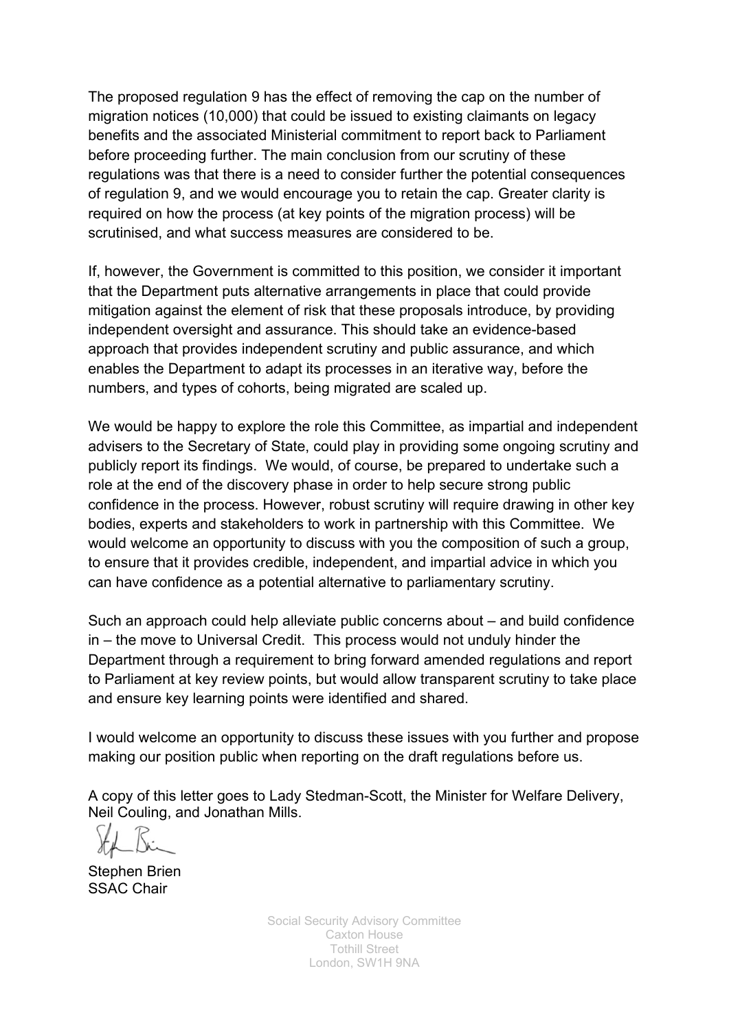The proposed regulation 9 has the effect of removing the cap on the number of migration notices (10,000) that could be issued to existing claimants on legacy benefits and the associated Ministerial commitment to report back to Parliament before proceeding further. The main conclusion from our scrutiny of these regulations was that there is a need to consider further the potential consequences of regulation 9, and we would encourage you to retain the cap. Greater clarity is required on how the process (at key points of the migration process) will be scrutinised, and what success measures are considered to be.

If, however, the Government is committed to this position, we consider it important that the Department puts alternative arrangements in place that could provide mitigation against the element of risk that these proposals introduce, by providing independent oversight and assurance. This should take an evidence-based approach that provides independent scrutiny and public assurance, and which enables the Department to adapt its processes in an iterative way, before the numbers, and types of cohorts, being migrated are scaled up.

We would be happy to explore the role this Committee, as impartial and independent advisers to the Secretary of State, could play in providing some ongoing scrutiny and publicly report its findings. We would, of course, be prepared to undertake such a role at the end of the discovery phase in order to help secure strong public confidence in the process. However, robust scrutiny will require drawing in other key bodies, experts and stakeholders to work in partnership with this Committee. We would welcome an opportunity to discuss with you the composition of such a group, to ensure that it provides credible, independent, and impartial advice in which you can have confidence as a potential alternative to parliamentary scrutiny.

Such an approach could help alleviate public concerns about – and build confidence in – the move to Universal Credit. This process would not unduly hinder the Department through a requirement to bring forward amended regulations and report to Parliament at key review points, but would allow transparent scrutiny to take place and ensure key learning points were identified and shared.

I would welcome an opportunity to discuss these issues with you further and propose making our position public when reporting on the draft regulations before us.

A copy of this letter goes to Lady Stedman-Scott, the Minister for Welfare Delivery, Neil Couling, and Jonathan Mills.

Stephen Brien
SSAC Chair

Social Security Advisory Committee
Caxton House
Tothill Street
London, SW1H 9NA